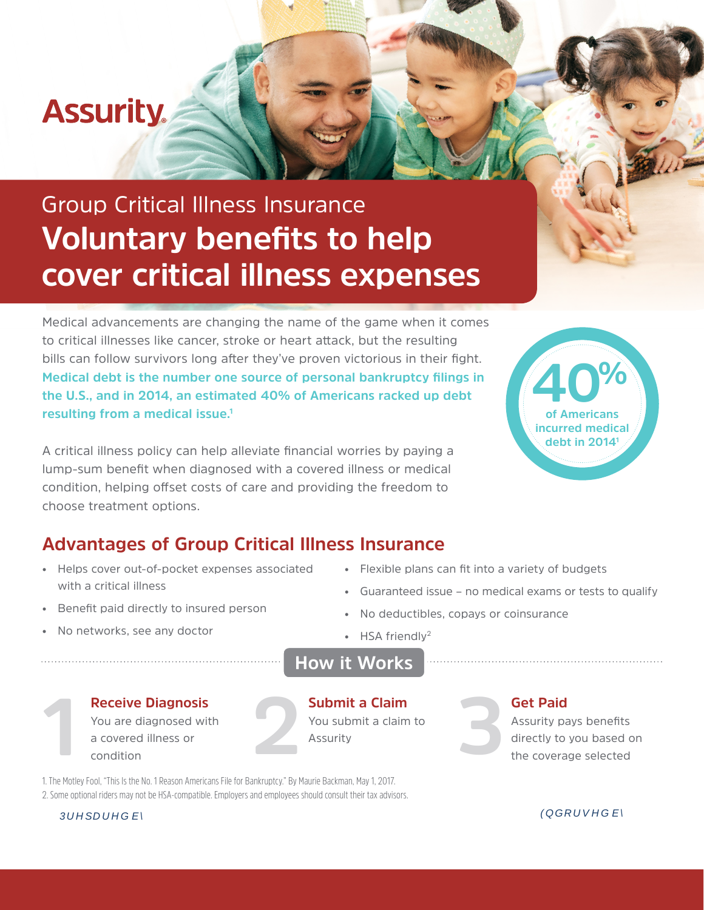Assurity

Group Critical Illness Insurance

# Voluntary benefits to help cover critical illness expenses

Medical advancements are changing the name of the game when it comes to critical illnesses like cancer, stroke or heart attack, but the resulting bills can follow survivors long after they've proven victorious in their fight. **Medical debt is the number one source of personal bankruptcy filings in the U.S., and in 2014, an estimated 40% of Americans racked up debt resulting from a medical issue.[1]**

**40%** of Americans incurred medical debt in 2014[1]

A critical illness policy can help alleviate financial worries by paying a lump-sum benefit when diagnosed with a covered illness or medical condition, helping offset costs of care and providing the freedom to choose treatment options.

## Advantages of Group Critical Illness Insurance

- Helps cover out-of-pocket expenses associated with a critical illness
- Benefit paid directly to insured person
- No networks, see any doctor
- Flexible plans can fit into a variety of budgets
- Guaranteed issue – no medical exams or tests to qualify
- No deductibles, copays or coinsurance
- HSA friendly[2]

## How it Works

**1 Receive Diagnosis**
You are diagnosed with a covered illness or condition

**2 Submit a Claim**
You submit a claim to Assurity

**3 Get Paid**
Assurity pays benefits directly to you based on the coverage selected

1. The Motley Fool, "This Is the No. 1 Reason Americans File for Bankruptcy." By Maurie Backman, May 1, 2017.
2. Some optional riders may not be HSA-compatible. Employers and employees should consult their tax advisors.

3UHSDUHG E\

(QGRUVHG E\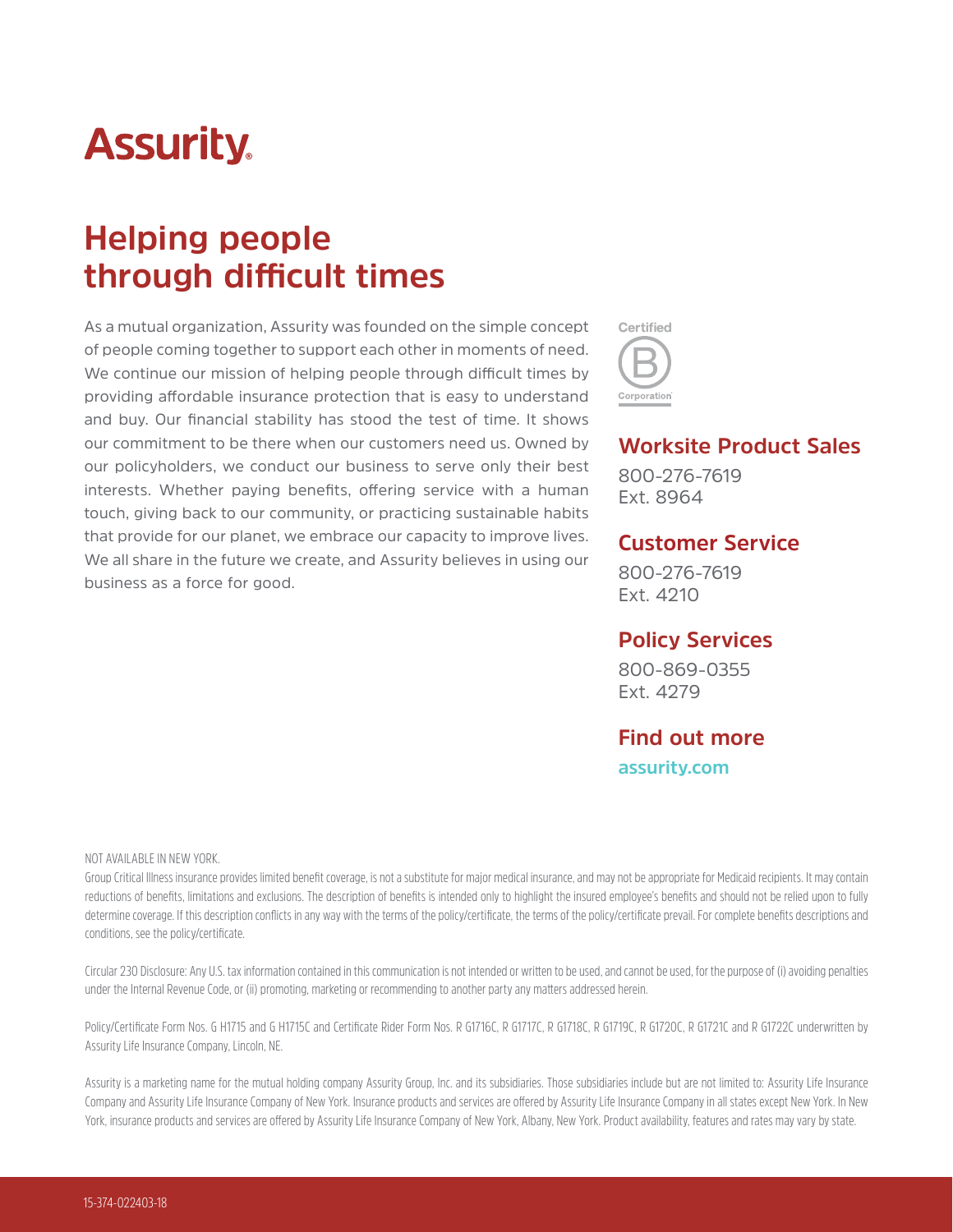# Assurity

## Helping people through difficult times

As a mutual organization, Assurity was founded on the simple concept of people coming together to support each other in moments of need. We continue our mission of helping people through difficult times by providing affordable insurance protection that is easy to understand and buy. Our financial stability has stood the test of time. It shows our commitment to be there when our customers need us. Owned by our policyholders, we conduct our business to serve only their best interests. Whether paying benefits, offering service with a human touch, giving back to our community, or practicing sustainable habits that provide for our planet, we embrace our capacity to improve lives. We all share in the future we create, and Assurity believes in using our business as a force for good.

Certified B Corporation

### Worksite Product Sales

800-276-7619
Ext. 8964

### Customer Service

800-276-7619
Ext. 4210

### Policy Services

800-869-0355
Ext. 4279

### Find out more

assurity.com

NOT AVAILABLE IN NEW YORK.

Group Critical Illness insurance provides limited benefit coverage, is not a substitute for major medical insurance, and may not be appropriate for Medicaid recipients. It may contain reductions of benefits, limitations and exclusions. The description of benefits is intended only to highlight the insured employee's benefits and should not be relied upon to fully determine coverage. If this description conflicts in any way with the terms of the policy/certificate, the terms of the policy/certificate prevail. For complete benefits descriptions and conditions, see the policy/certificate.

Circular 230 Disclosure: Any U.S. tax information contained in this communication is not intended or written to be used, and cannot be used, for the purpose of (i) avoiding penalties under the Internal Revenue Code, or (ii) promoting, marketing or recommending to another party any matters addressed herein.

Policy/Certificate Form Nos. G H1715 and G H1715C and Certificate Rider Form Nos. R G1716C, R G1717C, R G1718C, R G1719C, R G1720C, R G1721C and R G1722C underwritten by Assurity Life Insurance Company, Lincoln, NE.

Assurity is a marketing name for the mutual holding company Assurity Group, Inc. and its subsidiaries. Those subsidiaries include but are not limited to: Assurity Life Insurance Company and Assurity Life Insurance Company of New York. Insurance products and services are offered by Assurity Life Insurance Company in all states except New York. In New York, insurance products and services are offered by Assurity Life Insurance Company of New York, Albany, New York. Product availability, features and rates may vary by state.

15-374-022403-18